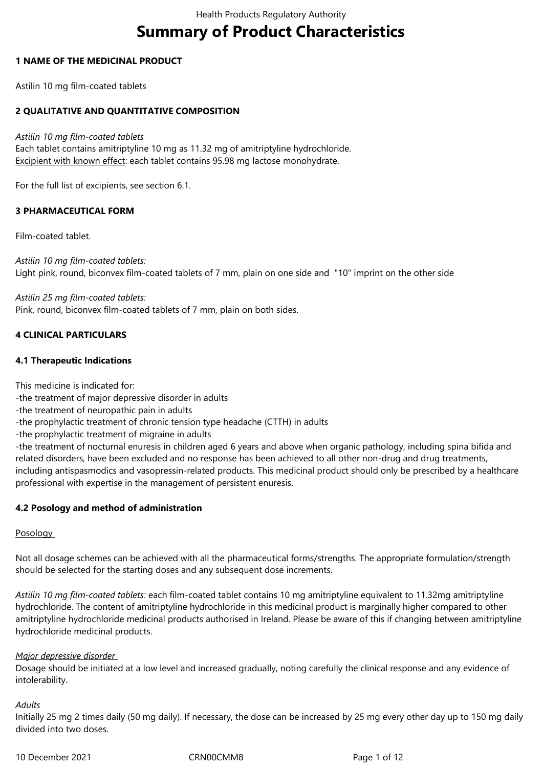# Summary of Product Characteristics

## 1 NAME OF THE MEDICINAL PRODUCT

Astilin 10 mg film-coated tablets

## 2 QUALITATIVE AND QUANTITATIVE COMPOSITION

*Astilin 10 mg film-coated tablets*
Each tablet contains amitriptyline 10 mg as 11.32 mg of amitriptyline hydrochloride.
Excipient with known effect: each tablet contains 95.98 mg lactose monohydrate.

For the full list of excipients, see section 6.1.

## 3 PHARMACEUTICAL FORM

Film-coated tablet.

*Astilin 10 mg film-coated tablets:*
Light pink, round, biconvex film-coated tablets of 7 mm, plain on one side and "10" imprint on the other side

*Astilin 25 mg film-coated tablets:*
Pink, round, biconvex film-coated tablets of 7 mm, plain on both sides.

## 4 CLINICAL PARTICULARS

### 4.1 Therapeutic Indications

This medicine is indicated for:
-the treatment of major depressive disorder in adults
-the treatment of neuropathic pain in adults
-the prophylactic treatment of chronic tension type headache (CTTH) in adults
-the prophylactic treatment of migraine in adults
-the treatment of nocturnal enuresis in children aged 6 years and above when organic pathology, including spina bifida and related disorders, have been excluded and no response has been achieved to all other non-drug and drug treatments, including antispasmodics and vasopressin-related products. This medicinal product should only be prescribed by a healthcare professional with expertise in the management of persistent enuresis.

### 4.2 Posology and method of administration

Posology

Not all dosage schemes can be achieved with all the pharmaceutical forms/strengths. The appropriate formulation/strength should be selected for the starting doses and any subsequent dose increments.

*Astilin 10 mg film-coated tablets:* each film-coated tablet contains 10 mg amitriptyline equivalent to 11.32mg amitriptyline hydrochloride. The content of amitriptyline hydrochloride in this medicinal product is marginally higher compared to other amitriptyline hydrochloride medicinal products authorised in Ireland. Please be aware of this if changing between amitriptyline hydrochloride medicinal products.

*Major depressive disorder*
Dosage should be initiated at a low level and increased gradually, noting carefully the clinical response and any evidence of intolerability.

*Adults*
Initially 25 mg 2 times daily (50 mg daily). If necessary, the dose can be increased by 25 mg every other day up to 150 mg daily divided into two doses.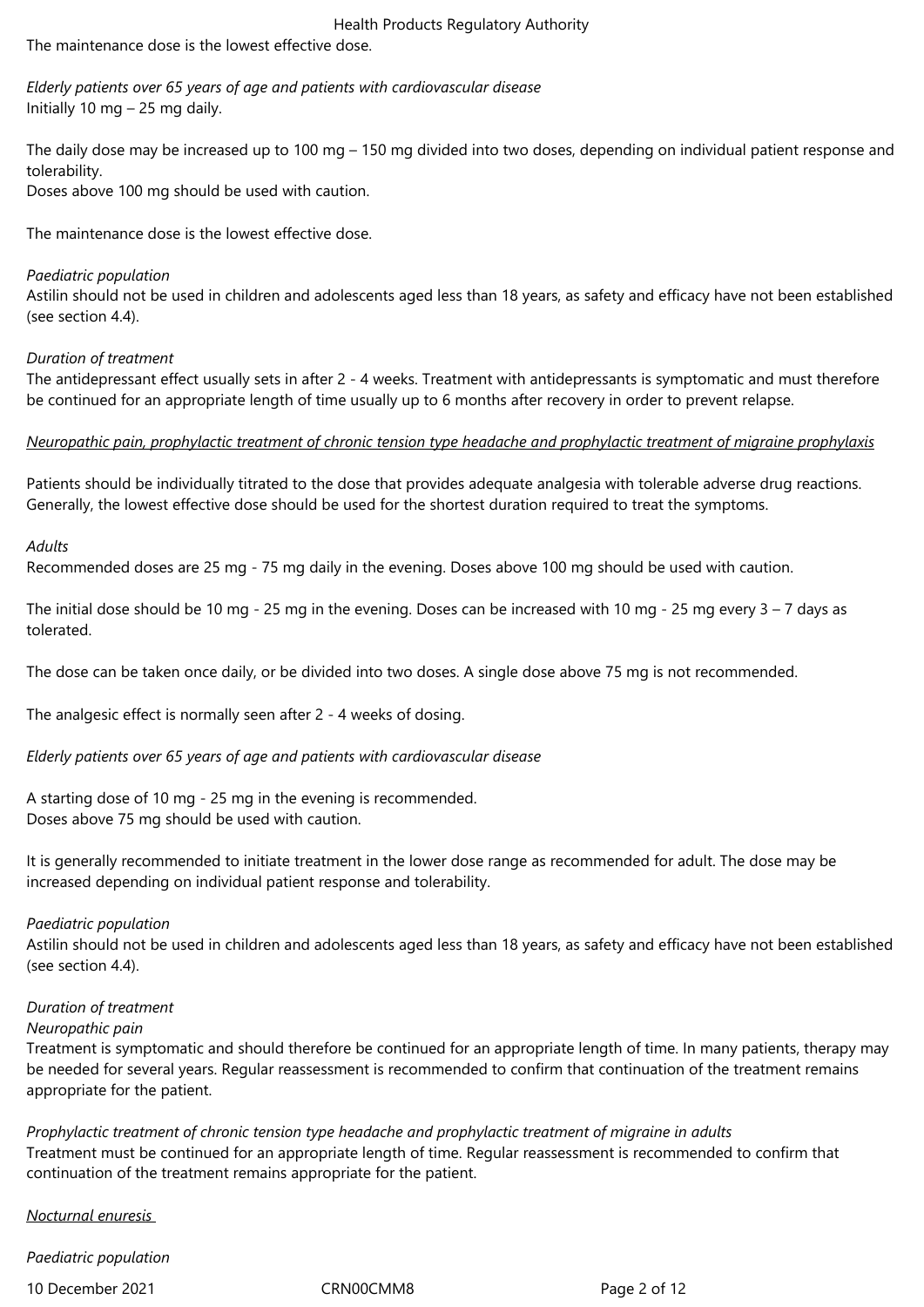The maintenance dose is the lowest effective dose.

*Elderly patients over 65 years of age and patients with cardiovascular disease*
Initially 10 mg – 25 mg daily.

The daily dose may be increased up to 100 mg – 150 mg divided into two doses, depending on individual patient response and tolerability.
Doses above 100 mg should be used with caution.

The maintenance dose is the lowest effective dose.

*Paediatric population*
Astilin should not be used in children and adolescents aged less than 18 years, as safety and efficacy have not been established (see section 4.4).

*Duration of treatment*
The antidepressant effect usually sets in after 2 - 4 weeks. Treatment with antidepressants is symptomatic and must therefore be continued for an appropriate length of time usually up to 6 months after recovery in order to prevent relapse.

*Neuropathic pain, prophylactic treatment of chronic tension type headache and prophylactic treatment of migraine prophylaxis*

Patients should be individually titrated to the dose that provides adequate analgesia with tolerable adverse drug reactions. Generally, the lowest effective dose should be used for the shortest duration required to treat the symptoms.

*Adults*
Recommended doses are 25 mg - 75 mg daily in the evening. Doses above 100 mg should be used with caution.

The initial dose should be 10 mg - 25 mg in the evening. Doses can be increased with 10 mg - 25 mg every 3 – 7 days as tolerated.

The dose can be taken once daily, or be divided into two doses. A single dose above 75 mg is not recommended.

The analgesic effect is normally seen after 2 - 4 weeks of dosing.

*Elderly patients over 65 years of age and patients with cardiovascular disease*

A starting dose of 10 mg - 25 mg in the evening is recommended.
Doses above 75 mg should be used with caution.

It is generally recommended to initiate treatment in the lower dose range as recommended for adult. The dose may be increased depending on individual patient response and tolerability.

*Paediatric population*
Astilin should not be used in children and adolescents aged less than 18 years, as safety and efficacy have not been established (see section 4.4).

*Duration of treatment*
*Neuropathic pain*
Treatment is symptomatic and should therefore be continued for an appropriate length of time. In many patients, therapy may be needed for several years. Regular reassessment is recommended to confirm that continuation of the treatment remains appropriate for the patient.

*Prophylactic treatment of chronic tension type headache and prophylactic treatment of migraine in adults*
Treatment must be continued for an appropriate length of time. Regular reassessment is recommended to confirm that continuation of the treatment remains appropriate for the patient.

*Nocturnal enuresis*

*Paediatric population*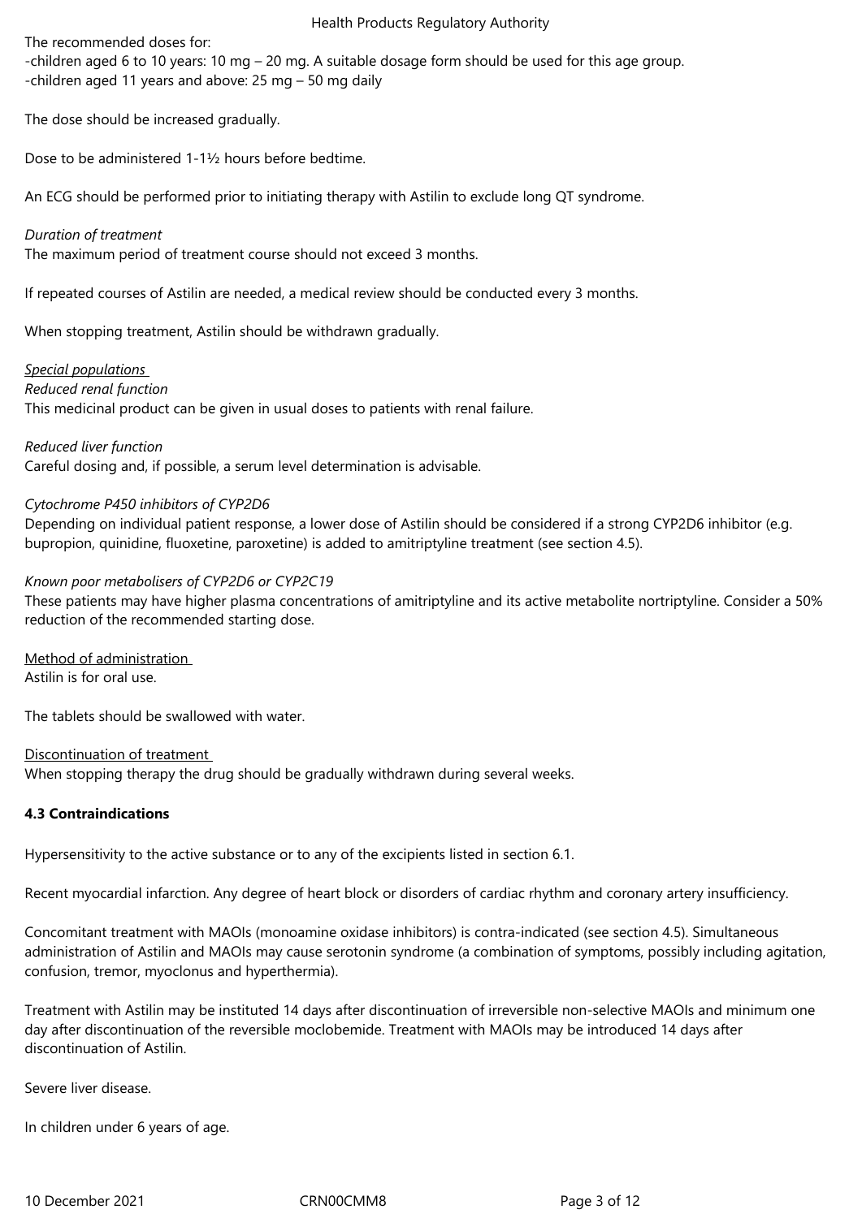The recommended doses for:
-children aged 6 to 10 years: 10 mg – 20 mg. A suitable dosage form should be used for this age group.
-children aged 11 years and above: 25 mg – 50 mg daily

The dose should be increased gradually.

Dose to be administered 1-1½ hours before bedtime.

An ECG should be performed prior to initiating therapy with Astilin to exclude long QT syndrome.

*Duration of treatment*
The maximum period of treatment course should not exceed 3 months.

If repeated courses of Astilin are needed, a medical review should be conducted every 3 months.

When stopping treatment, Astilin should be withdrawn gradually.

*Special populations*
*Reduced renal function*
This medicinal product can be given in usual doses to patients with renal failure.

*Reduced liver function*
Careful dosing and, if possible, a serum level determination is advisable.

*Cytochrome P450 inhibitors of CYP2D6*
Depending on individual patient response, a lower dose of Astilin should be considered if a strong CYP2D6 inhibitor (e.g. bupropion, quinidine, fluoxetine, paroxetine) is added to amitriptyline treatment (see section 4.5).

*Known poor metabolisers of CYP2D6 or CYP2C19*
These patients may have higher plasma concentrations of amitriptyline and its active metabolite nortriptyline. Consider a 50% reduction of the recommended starting dose.

Method of administration
Astilin is for oral use.

The tablets should be swallowed with water.

Discontinuation of treatment
When stopping therapy the drug should be gradually withdrawn during several weeks.

**4.3 Contraindications**

Hypersensitivity to the active substance or to any of the excipients listed in section 6.1.

Recent myocardial infarction. Any degree of heart block or disorders of cardiac rhythm and coronary artery insufficiency.

Concomitant treatment with MAOIs (monoamine oxidase inhibitors) is contra-indicated (see section 4.5). Simultaneous administration of Astilin and MAOIs may cause serotonin syndrome (a combination of symptoms, possibly including agitation, confusion, tremor, myoclonus and hyperthermia).

Treatment with Astilin may be instituted 14 days after discontinuation of irreversible non-selective MAOIs and minimum one day after discontinuation of the reversible moclobemide. Treatment with MAOIs may be introduced 14 days after discontinuation of Astilin.

Severe liver disease.

In children under 6 years of age.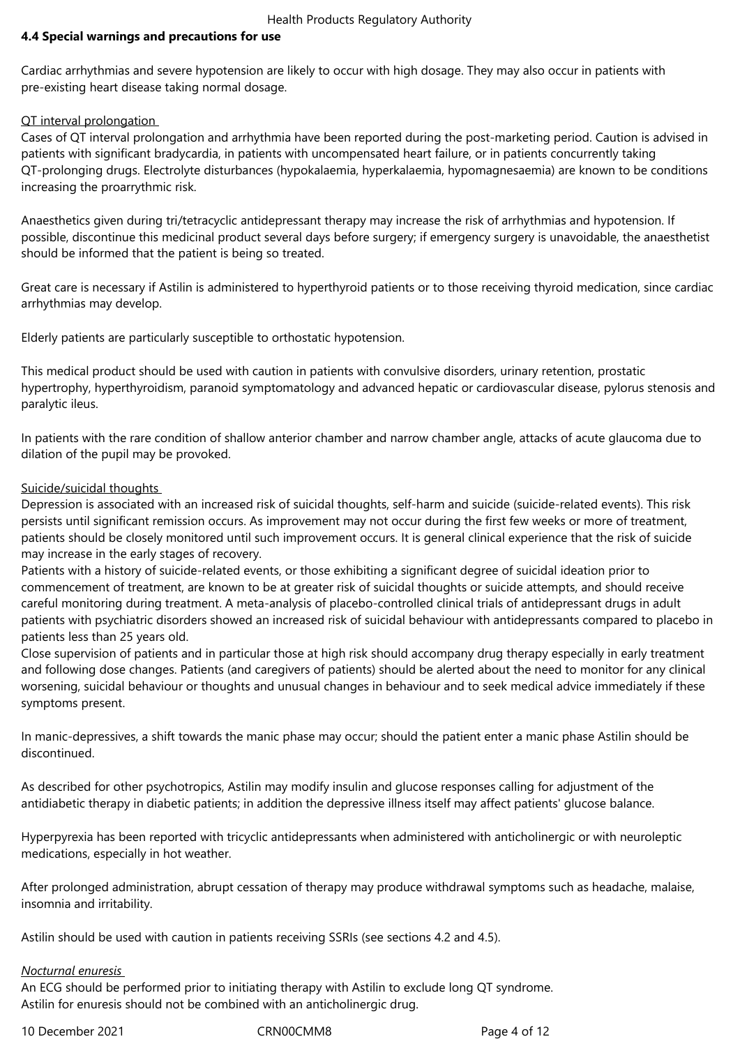## 4.4 Special warnings and precautions for use

Cardiac arrhythmias and severe hypotension are likely to occur with high dosage. They may also occur in patients with pre-existing heart disease taking normal dosage.

QT interval prolongation

Cases of QT interval prolongation and arrhythmia have been reported during the post-marketing period. Caution is advised in patients with significant bradycardia, in patients with uncompensated heart failure, or in patients concurrently taking QT-prolonging drugs. Electrolyte disturbances (hypokalaemia, hyperkalaemia, hypomagnesaemia) are known to be conditions increasing the proarrythmic risk.

Anaesthetics given during tri/tetracyclic antidepressant therapy may increase the risk of arrhythmias and hypotension. If possible, discontinue this medicinal product several days before surgery; if emergency surgery is unavoidable, the anaesthetist should be informed that the patient is being so treated.

Great care is necessary if Astilin is administered to hyperthyroid patients or to those receiving thyroid medication, since cardiac arrhythmias may develop.

Elderly patients are particularly susceptible to orthostatic hypotension.

This medical product should be used with caution in patients with convulsive disorders, urinary retention, prostatic hypertrophy, hyperthyroidism, paranoid symptomatology and advanced hepatic or cardiovascular disease, pylorus stenosis and paralytic ileus.

In patients with the rare condition of shallow anterior chamber and narrow chamber angle, attacks of acute glaucoma due to dilation of the pupil may be provoked.

Suicide/suicidal thoughts

Depression is associated with an increased risk of suicidal thoughts, self-harm and suicide (suicide-related events). This risk persists until significant remission occurs. As improvement may not occur during the first few weeks or more of treatment, patients should be closely monitored until such improvement occurs. It is general clinical experience that the risk of suicide may increase in the early stages of recovery.
Patients with a history of suicide-related events, or those exhibiting a significant degree of suicidal ideation prior to commencement of treatment, are known to be at greater risk of suicidal thoughts or suicide attempts, and should receive careful monitoring during treatment. A meta-analysis of placebo-controlled clinical trials of antidepressant drugs in adult patients with psychiatric disorders showed an increased risk of suicidal behaviour with antidepressants compared to placebo in patients less than 25 years old.
Close supervision of patients and in particular those at high risk should accompany drug therapy especially in early treatment and following dose changes. Patients (and caregivers of patients) should be alerted about the need to monitor for any clinical worsening, suicidal behaviour or thoughts and unusual changes in behaviour and to seek medical advice immediately if these symptoms present.

In manic-depressives, a shift towards the manic phase may occur; should the patient enter a manic phase Astilin should be discontinued.

As described for other psychotropics, Astilin may modify insulin and glucose responses calling for adjustment of the antidiabetic therapy in diabetic patients; in addition the depressive illness itself may affect patients' glucose balance.

Hyperpyrexia has been reported with tricyclic antidepressants when administered with anticholinergic or with neuroleptic medications, especially in hot weather.

After prolonged administration, abrupt cessation of therapy may produce withdrawal symptoms such as headache, malaise, insomnia and irritability.

Astilin should be used with caution in patients receiving SSRIs (see sections 4.2 and 4.5).

*Nocturnal enuresis*

An ECG should be performed prior to initiating therapy with Astilin to exclude long QT syndrome.
Astilin for enuresis should not be combined with an anticholinergic drug.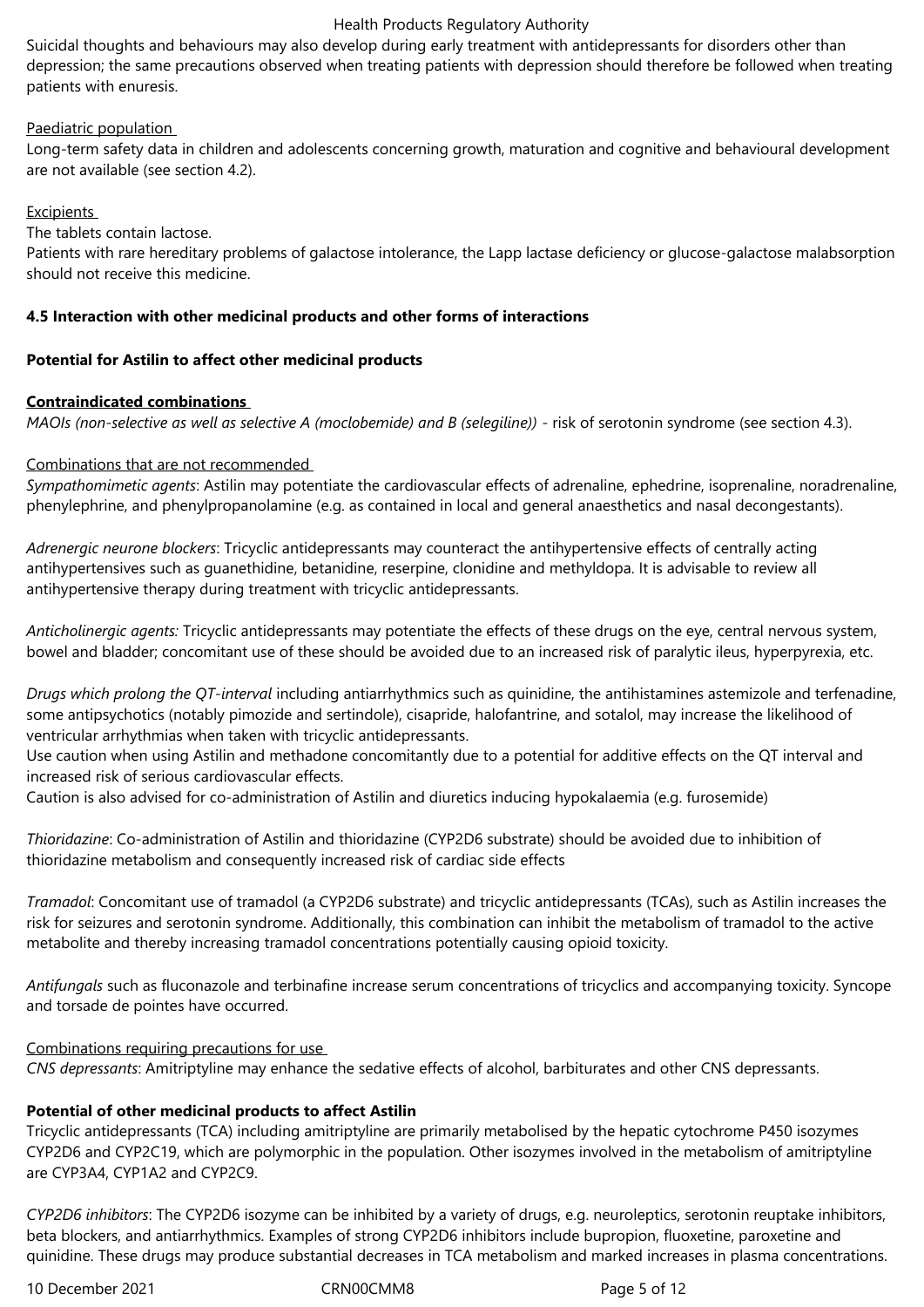Suicidal thoughts and behaviours may also develop during early treatment with antidepressants for disorders other than depression; the same precautions observed when treating patients with depression should therefore be followed when treating patients with enuresis.

Paediatric population

Long-term safety data in children and adolescents concerning growth, maturation and cognitive and behavioural development are not available (see section 4.2).

Excipients

The tablets contain lactose.

Patients with rare hereditary problems of galactose intolerance, the Lapp lactase deficiency or glucose-galactose malabsorption should not receive this medicine.

### 4.5 Interaction with other medicinal products and other forms of interactions

**Potential for Astilin to affect other medicinal products**

**Contraindicated combinations**

*MAOIs (non-selective as well as selective A (moclobemide) and B (selegiline))* - risk of serotonin syndrome (see section 4.3).

Combinations that are not recommended

*Sympathomimetic agents*: Astilin may potentiate the cardiovascular effects of adrenaline, ephedrine, isoprenaline, noradrenaline, phenylephrine, and phenylpropanolamine (e.g. as contained in local and general anaesthetics and nasal decongestants).

*Adrenergic neurone blockers*: Tricyclic antidepressants may counteract the antihypertensive effects of centrally acting antihypertensives such as guanethidine, betanidine, reserpine, clonidine and methyldopa. It is advisable to review all antihypertensive therapy during treatment with tricyclic antidepressants.

*Anticholinergic agents:* Tricyclic antidepressants may potentiate the effects of these drugs on the eye, central nervous system, bowel and bladder; concomitant use of these should be avoided due to an increased risk of paralytic ileus, hyperpyrexia, etc.

*Drugs which prolong the QT-interval* including antiarrhythmics such as quinidine, the antihistamines astemizole and terfenadine, some antipsychotics (notably pimozide and sertindole), cisapride, halofantrine, and sotalol, may increase the likelihood of ventricular arrhythmias when taken with tricyclic antidepressants.

Use caution when using Astilin and methadone concomitantly due to a potential for additive effects on the QT interval and increased risk of serious cardiovascular effects.

Caution is also advised for co-administration of Astilin and diuretics inducing hypokalaemia (e.g. furosemide)

*Thioridazine*: Co-administration of Astilin and thioridazine (CYP2D6 substrate) should be avoided due to inhibition of thioridazine metabolism and consequently increased risk of cardiac side effects

*Tramadol*: Concomitant use of tramadol (a CYP2D6 substrate) and tricyclic antidepressants (TCAs), such as Astilin increases the risk for seizures and serotonin syndrome. Additionally, this combination can inhibit the metabolism of tramadol to the active metabolite and thereby increasing tramadol concentrations potentially causing opioid toxicity.

*Antifungals* such as fluconazole and terbinafine increase serum concentrations of tricyclics and accompanying toxicity. Syncope and torsade de pointes have occurred.

Combinations requiring precautions for use

*CNS depressants*: Amitriptyline may enhance the sedative effects of alcohol, barbiturates and other CNS depressants.

**Potential of other medicinal products to affect Astilin**

Tricyclic antidepressants (TCA) including amitriptyline are primarily metabolised by the hepatic cytochrome P450 isozymes CYP2D6 and CYP2C19, which are polymorphic in the population. Other isozymes involved in the metabolism of amitriptyline are CYP3A4, CYP1A2 and CYP2C9.

*CYP2D6 inhibitors*: The CYP2D6 isozyme can be inhibited by a variety of drugs, e.g. neuroleptics, serotonin reuptake inhibitors, beta blockers, and antiarrhythmics. Examples of strong CYP2D6 inhibitors include bupropion, fluoxetine, paroxetine and quinidine. These drugs may produce substantial decreases in TCA metabolism and marked increases in plasma concentrations.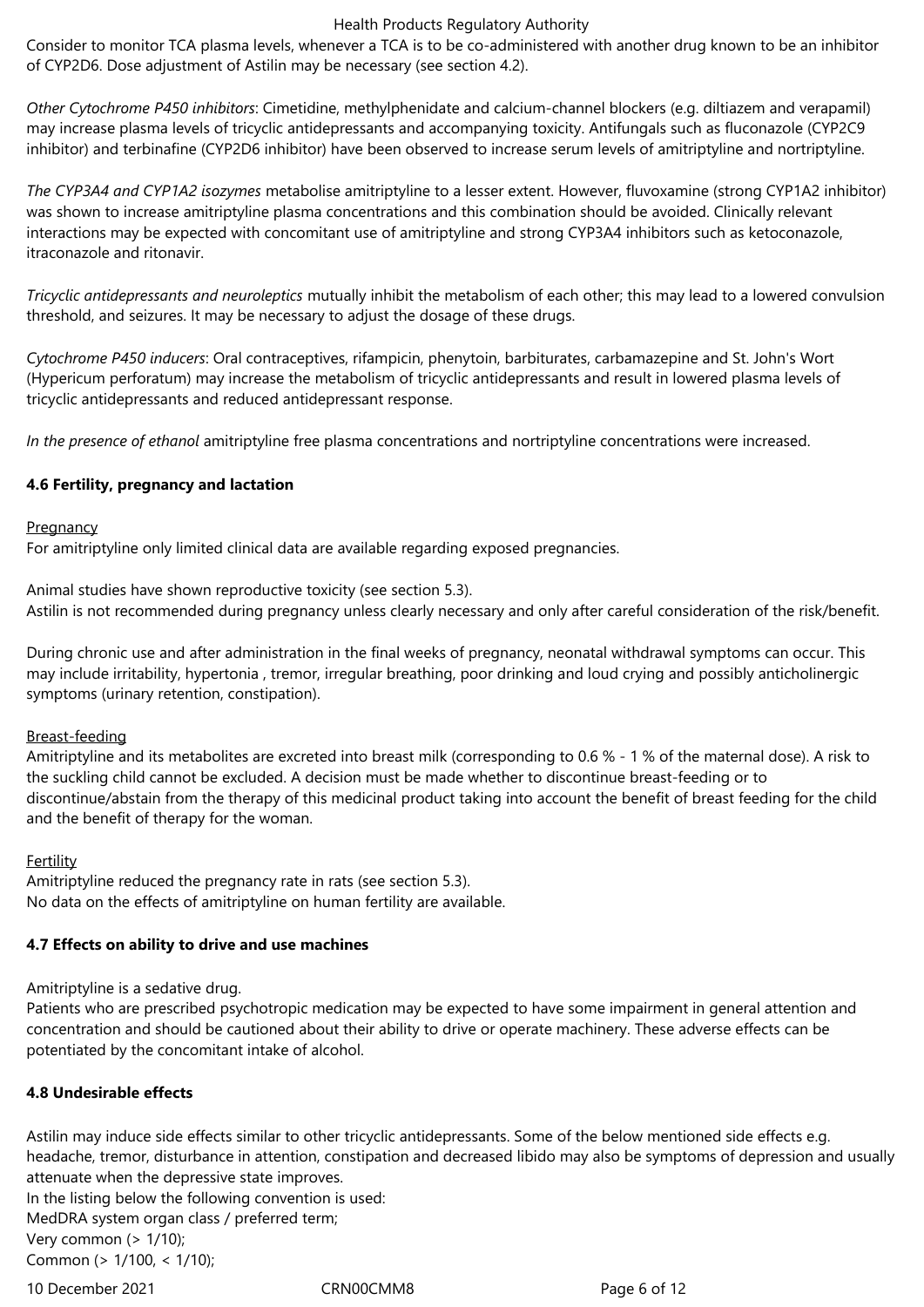Consider to monitor TCA plasma levels, whenever a TCA is to be co-administered with another drug known to be an inhibitor of CYP2D6. Dose adjustment of Astilin may be necessary (see section 4.2).

*Other Cytochrome P450 inhibitors*: Cimetidine, methylphenidate and calcium-channel blockers (e.g. diltiazem and verapamil) may increase plasma levels of tricyclic antidepressants and accompanying toxicity. Antifungals such as fluconazole (CYP2C9 inhibitor) and terbinafine (CYP2D6 inhibitor) have been observed to increase serum levels of amitriptyline and nortriptyline.

*The CYP3A4 and CYP1A2 isozymes* metabolise amitriptyline to a lesser extent. However, fluvoxamine (strong CYP1A2 inhibitor) was shown to increase amitriptyline plasma concentrations and this combination should be avoided. Clinically relevant interactions may be expected with concomitant use of amitriptyline and strong CYP3A4 inhibitors such as ketoconazole, itraconazole and ritonavir.

*Tricyclic antidepressants and neuroleptics* mutually inhibit the metabolism of each other; this may lead to a lowered convulsion threshold, and seizures. It may be necessary to adjust the dosage of these drugs.

*Cytochrome P450 inducers*: Oral contraceptives, rifampicin, phenytoin, barbiturates, carbamazepine and St. John's Wort (Hypericum perforatum) may increase the metabolism of tricyclic antidepressants and result in lowered plasma levels of tricyclic antidepressants and reduced antidepressant response.

*In the presence of ethanol* amitriptyline free plasma concentrations and nortriptyline concentrations were increased.

### 4.6 Fertility, pregnancy and lactation

Pregnancy

For amitriptyline only limited clinical data are available regarding exposed pregnancies.

Animal studies have shown reproductive toxicity (see section 5.3).
Astilin is not recommended during pregnancy unless clearly necessary and only after careful consideration of the risk/benefit.

During chronic use and after administration in the final weeks of pregnancy, neonatal withdrawal symptoms can occur. This may include irritability, hypertonia , tremor, irregular breathing, poor drinking and loud crying and possibly anticholinergic symptoms (urinary retention, constipation).

Breast-feeding

Amitriptyline and its metabolites are excreted into breast milk (corresponding to 0.6 % - 1 % of the maternal dose). A risk to the suckling child cannot be excluded. A decision must be made whether to discontinue breast-feeding or to discontinue/abstain from the therapy of this medicinal product taking into account the benefit of breast feeding for the child and the benefit of therapy for the woman.

Fertility

Amitriptyline reduced the pregnancy rate in rats (see section 5.3).
No data on the effects of amitriptyline on human fertility are available.

### 4.7 Effects on ability to drive and use machines

Amitriptyline is a sedative drug.
Patients who are prescribed psychotropic medication may be expected to have some impairment in general attention and concentration and should be cautioned about their ability to drive or operate machinery. These adverse effects can be potentiated by the concomitant intake of alcohol.

### 4.8 Undesirable effects

Astilin may induce side effects similar to other tricyclic antidepressants. Some of the below mentioned side effects e.g. headache, tremor, disturbance in attention, constipation and decreased libido may also be symptoms of depression and usually attenuate when the depressive state improves.
In the listing below the following convention is used:
MedDRA system organ class / preferred term;
Very common (> 1/10);
Common (> 1/100, < 1/10);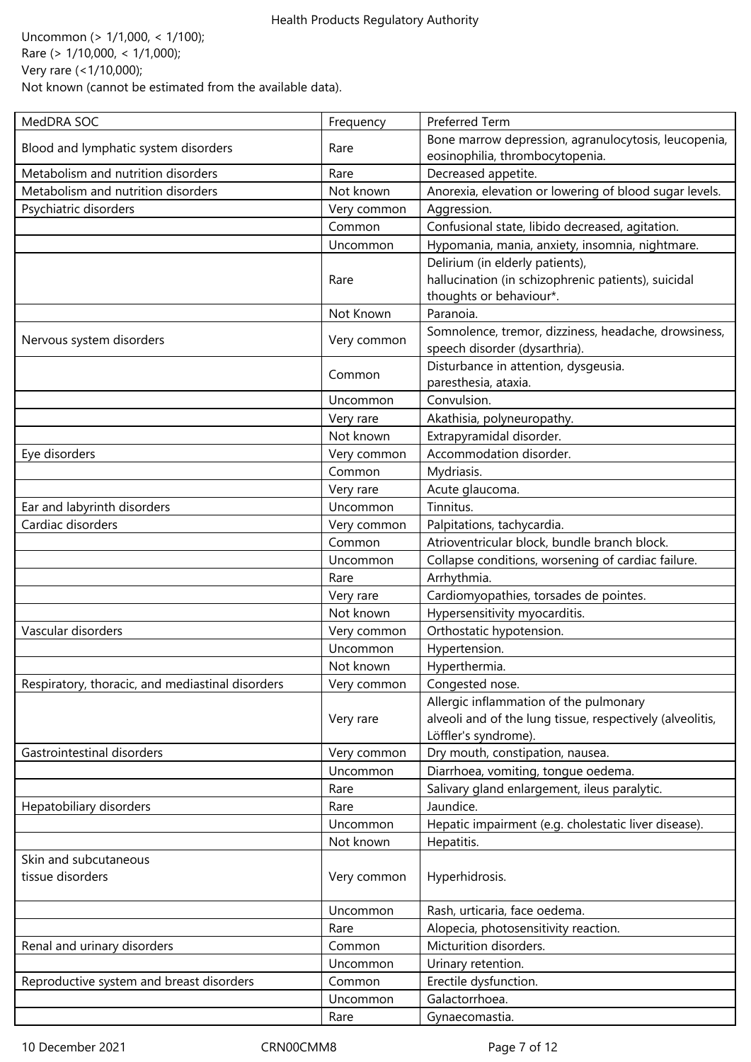Uncommon (> 1/1,000, < 1/100);
Rare (> 1/10,000, < 1/1,000);
Very rare (<1/10,000);
Not known (cannot be estimated from the available data).

| MedDRA SOC | Frequency | Preferred Term |
|---|---|---|
| Blood and lymphatic system disorders | Rare | Bone marrow depression, agranulocytosis, leucopenia, eosinophilia, thrombocytopenia. |
| Metabolism and nutrition disorders | Rare | Decreased appetite. |
| Metabolism and nutrition disorders | Not known | Anorexia, elevation or lowering of blood sugar levels. |
| Psychiatric disorders | Very common | Aggression. |
| | Common | Confusional state, libido decreased, agitation. |
| | Uncommon | Hypomania, mania, anxiety, insomnia, nightmare. |
| | Rare | Delirium (in elderly patients), hallucination (in schizophrenic patients), suicidal thoughts or behaviour*. |
| | Not Known | Paranoia. |
| Nervous system disorders | Very common | Somnolence, tremor, dizziness, headache, drowsiness, speech disorder (dysarthria). |
| | Common | Disturbance in attention, dysgeusia. paresthesia, ataxia. |
| | Uncommon | Convulsion. |
| | Very rare | Akathisia, polyneuropathy. |
| | Not known | Extrapyramidal disorder. |
| Eye disorders | Very common | Accommodation disorder. |
| | Common | Mydriasis. |
| | Very rare | Acute glaucoma. |
| Ear and labyrinth disorders | Uncommon | Tinnitus. |
| Cardiac disorders | Very common | Palpitations, tachycardia. |
| | Common | Atrioventricular block, bundle branch block. |
| | Uncommon | Collapse conditions, worsening of cardiac failure. |
| | Rare | Arrhythmia. |
| | Very rare | Cardiomyopathies, torsades de pointes. |
| | Not known | Hypersensitivity myocarditis. |
| Vascular disorders | Very common | Orthostatic hypotension. |
| | Uncommon | Hypertension. |
| | Not known | Hyperthermia. |
| Respiratory, thoracic, and mediastinal disorders | Very common | Congested nose. |
| | Very rare | Allergic inflammation of the pulmonary alveoli and of the lung tissue, respectively (alveolitis, Löffler's syndrome). |
| Gastrointestinal disorders | Very common | Dry mouth, constipation, nausea. |
| | Uncommon | Diarrhoea, vomiting, tongue oedema. |
| | Rare | Salivary gland enlargement, ileus paralytic. |
| Hepatobiliary disorders | Rare | Jaundice. |
| | Uncommon | Hepatic impairment (e.g. cholestatic liver disease). |
| | Not known | Hepatitis. |
| Skin and subcutaneous tissue disorders | Very common | Hyperhidrosis. |
| | Uncommon | Rash, urticaria, face oedema. |
| | Rare | Alopecia, photosensitivity reaction. |
| Renal and urinary disorders | Common | Micturition disorders. |
| | Uncommon | Urinary retention. |
| Reproductive system and breast disorders | Common | Erectile dysfunction. |
| | Uncommon | Galactorrhoea. |
| | Rare | Gynaecomastia. |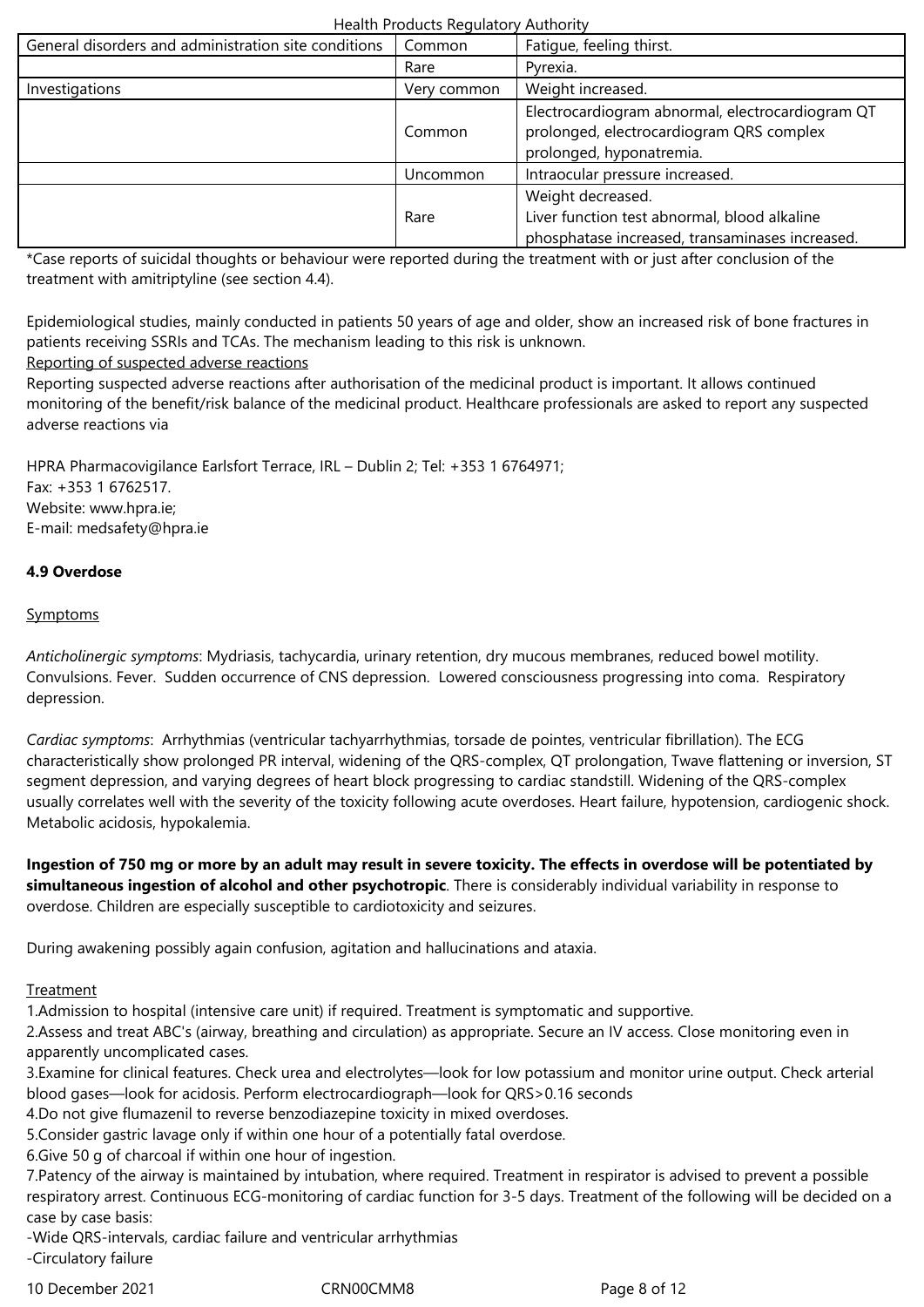| General disorders and administration site conditions | Common | Fatigue, feeling thirst. |
|---|---|---|
| | Rare | Pyrexia. |
| Investigations | Very common | Weight increased. |
| | Common | Electrocardiogram abnormal, electrocardiogram QT prolonged, electrocardiogram QRS complex prolonged, hyponatremia. |
| | Uncommon | Intraocular pressure increased. |
| | Rare | Weight decreased.<br>Liver function test abnormal, blood alkaline phosphatase increased, transaminases increased. |

*Case reports of suicidal thoughts or behaviour were reported during the treatment with or just after conclusion of the treatment with amitriptyline (see section 4.4).

Epidemiological studies, mainly conducted in patients 50 years of age and older, show an increased risk of bone fractures in patients receiving SSRIs and TCAs. The mechanism leading to this risk is unknown.

Reporting of suspected adverse reactions

Reporting suspected adverse reactions after authorisation of the medicinal product is important. It allows continued monitoring of the benefit/risk balance of the medicinal product. Healthcare professionals are asked to report any suspected adverse reactions via

HPRA Pharmacovigilance Earlsfort Terrace, IRL – Dublin 2; Tel: +353 1 6764971;
Fax: +353 1 6762517.
Website: www.hpra.ie;
E-mail: medsafety@hpra.ie

**4.9 Overdose**

Symptoms

*Anticholinergic symptoms*: Mydriasis, tachycardia, urinary retention, dry mucous membranes, reduced bowel motility. Convulsions. Fever. Sudden occurrence of CNS depression. Lowered consciousness progressing into coma. Respiratory depression.

*Cardiac symptoms*: Arrhythmias (ventricular tachyarrhythmias, torsade de pointes, ventricular fibrillation). The ECG characteristically show prolonged PR interval, widening of the QRS-complex, QT prolongation, Twave flattening or inversion, ST segment depression, and varying degrees of heart block progressing to cardiac standstill. Widening of the QRS-complex usually correlates well with the severity of the toxicity following acute overdoses. Heart failure, hypotension, cardiogenic shock. Metabolic acidosis, hypokalemia.

**Ingestion of 750 mg or more by an adult may result in severe toxicity. The effects in overdose will be potentiated by simultaneous ingestion of alcohol and other psychotropic**. There is considerably individual variability in response to overdose. Children are especially susceptible to cardiotoxicity and seizures.

During awakening possibly again confusion, agitation and hallucinations and ataxia.

Treatment

1. Admission to hospital (intensive care unit) if required. Treatment is symptomatic and supportive.
2. Assess and treat ABC's (airway, breathing and circulation) as appropriate. Secure an IV access. Close monitoring even in apparently uncomplicated cases.
3. Examine for clinical features. Check urea and electrolytes—look for low potassium and monitor urine output. Check arterial blood gases—look for acidosis. Perform electrocardiograph—look for QRS>0.16 seconds
4. Do not give flumazenil to reverse benzodiazepine toxicity in mixed overdoses.
5. Consider gastric lavage only if within one hour of a potentially fatal overdose.
6. Give 50 g of charcoal if within one hour of ingestion.
7. Patency of the airway is maintained by intubation, where required. Treatment in respirator is advised to prevent a possible respiratory arrest. Continuous ECG-monitoring of cardiac function for 3-5 days. Treatment of the following will be decided on a case by case basis:

-Wide QRS-intervals, cardiac failure and ventricular arrhythmias
-Circulatory failure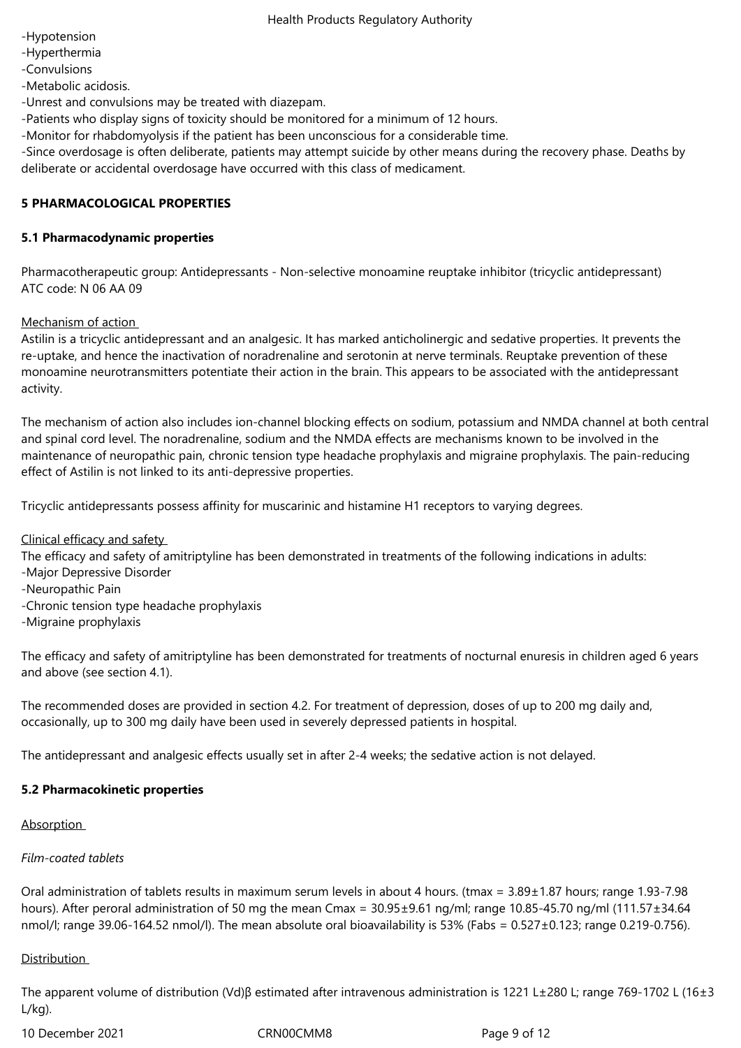-Hypotension
-Hyperthermia
-Convulsions
-Metabolic acidosis.
-Unrest and convulsions may be treated with diazepam.
-Patients who display signs of toxicity should be monitored for a minimum of 12 hours.
-Monitor for rhabdomyolysis if the patient has been unconscious for a considerable time.
-Since overdosage is often deliberate, patients may attempt suicide by other means during the recovery phase. Deaths by deliberate or accidental overdosage have occurred with this class of medicament.

## 5 PHARMACOLOGICAL PROPERTIES

### 5.1 Pharmacodynamic properties

Pharmacotherapeutic group: Antidepressants - Non-selective monoamine reuptake inhibitor (tricyclic antidepressant)
ATC code: N 06 AA 09

Mechanism of action

Astilin is a tricyclic antidepressant and an analgesic. It has marked anticholinergic and sedative properties. It prevents the re-uptake, and hence the inactivation of noradrenaline and serotonin at nerve terminals. Reuptake prevention of these monoamine neurotransmitters potentiate their action in the brain. This appears to be associated with the antidepressant activity.

The mechanism of action also includes ion-channel blocking effects on sodium, potassium and NMDA channel at both central and spinal cord level. The noradrenaline, sodium and the NMDA effects are mechanisms known to be involved in the maintenance of neuropathic pain, chronic tension type headache prophylaxis and migraine prophylaxis. The pain-reducing effect of Astilin is not linked to its anti-depressive properties.

Tricyclic antidepressants possess affinity for muscarinic and histamine H1 receptors to varying degrees.

Clinical efficacy and safety

The efficacy and safety of amitriptyline has been demonstrated in treatments of the following indications in adults:
-Major Depressive Disorder
-Neuropathic Pain
-Chronic tension type headache prophylaxis
-Migraine prophylaxis

The efficacy and safety of amitriptyline has been demonstrated for treatments of nocturnal enuresis in children aged 6 years and above (see section 4.1).

The recommended doses are provided in section 4.2. For treatment of depression, doses of up to 200 mg daily and, occasionally, up to 300 mg daily have been used in severely depressed patients in hospital.

The antidepressant and analgesic effects usually set in after 2-4 weeks; the sedative action is not delayed.

### 5.2 Pharmacokinetic properties

Absorption

*Film-coated tablets*

Oral administration of tablets results in maximum serum levels in about 4 hours. ($t_{max}$ = 3.89±1.87 hours; range 1.93-7.98 hours). After peroral administration of 50 mg the mean $C_{max}$ = 30.95±9.61 ng/ml; range 10.85-45.70 ng/ml (111.57±34.64 nmol/l; range 39.06-164.52 nmol/l). The mean absolute oral bioavailability is 53% ($F_{abs}$ = 0.527±0.123; range 0.219-0.756).

Distribution

The apparent volume of distribution $(V_d)\beta$ estimated after intravenous administration is 1221 L±280 L; range 769-1702 L (16±3 L/kg).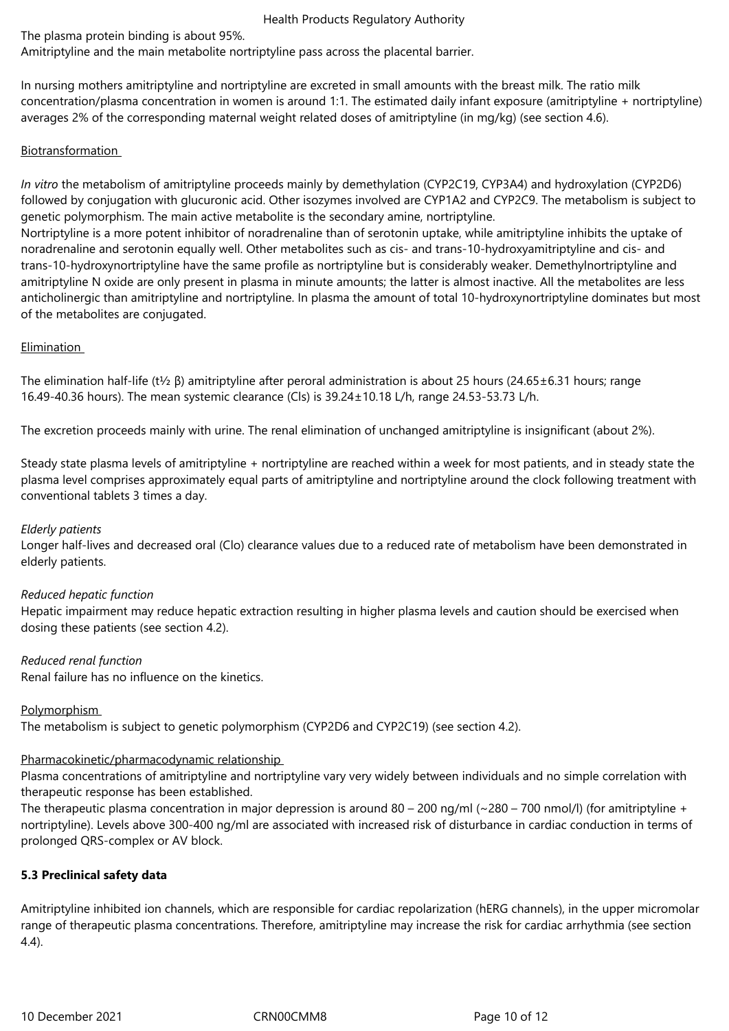The plasma protein binding is about 95%.
Amitriptyline and the main metabolite nortriptyline pass across the placental barrier.

In nursing mothers amitriptyline and nortriptyline are excreted in small amounts with the breast milk. The ratio milk concentration/plasma concentration in women is around 1:1. The estimated daily infant exposure (amitriptyline + nortriptyline) averages 2% of the corresponding maternal weight related doses of amitriptyline (in mg/kg) (see section 4.6).

Biotransformation

*In vitro* the metabolism of amitriptyline proceeds mainly by demethylation (CYP2C19, CYP3A4) and hydroxylation (CYP2D6) followed by conjugation with glucuronic acid. Other isozymes involved are CYP1A2 and CYP2C9. The metabolism is subject to genetic polymorphism. The main active metabolite is the secondary amine, nortriptyline.
Nortriptyline is a more potent inhibitor of noradrenaline than of serotonin uptake, while amitriptyline inhibits the uptake of noradrenaline and serotonin equally well. Other metabolites such as cis- and trans-10-hydroxyamitriptyline and cis- and trans-10-hydroxynortriptyline have the same profile as nortriptyline but is considerably weaker. Demethylnortriptyline and amitriptyline N oxide are only present in plasma in minute amounts; the latter is almost inactive. All the metabolites are less anticholinergic than amitriptyline and nortriptyline. In plasma the amount of total 10-hydroxynortriptyline dominates but most of the metabolites are conjugated.

Elimination

The elimination half-life ($t_{½}$ β) amitriptyline after peroral administration is about 25 hours (24.65±6.31 hours; range 16.49-40.36 hours). The mean systemic clearance (Cls) is 39.24±10.18 L/h, range 24.53-53.73 L/h.

The excretion proceeds mainly with urine. The renal elimination of unchanged amitriptyline is insignificant (about 2%).

Steady state plasma levels of amitriptyline + nortriptyline are reached within a week for most patients, and in steady state the plasma level comprises approximately equal parts of amitriptyline and nortriptyline around the clock following treatment with conventional tablets 3 times a day.

*Elderly patients*
Longer half-lives and decreased oral (Clo) clearance values due to a reduced rate of metabolism have been demonstrated in elderly patients.

*Reduced hepatic function*
Hepatic impairment may reduce hepatic extraction resulting in higher plasma levels and caution should be exercised when dosing these patients (see section 4.2).

*Reduced renal function*
Renal failure has no influence on the kinetics.

Polymorphism
The metabolism is subject to genetic polymorphism (CYP2D6 and CYP2C19) (see section 4.2).

Pharmacokinetic/pharmacodynamic relationship
Plasma concentrations of amitriptyline and nortriptyline vary very widely between individuals and no simple correlation with therapeutic response has been established.
The therapeutic plasma concentration in major depression is around 80 – 200 ng/ml (~280 – 700 nmol/l) (for amitriptyline + nortriptyline). Levels above 300-400 ng/ml are associated with increased risk of disturbance in cardiac conduction in terms of prolonged QRS-complex or AV block.

**5.3 Preclinical safety data**

Amitriptyline inhibited ion channels, which are responsible for cardiac repolarization (hERG channels), in the upper micromolar range of therapeutic plasma concentrations. Therefore, amitriptyline may increase the risk for cardiac arrhythmia (see section 4.4).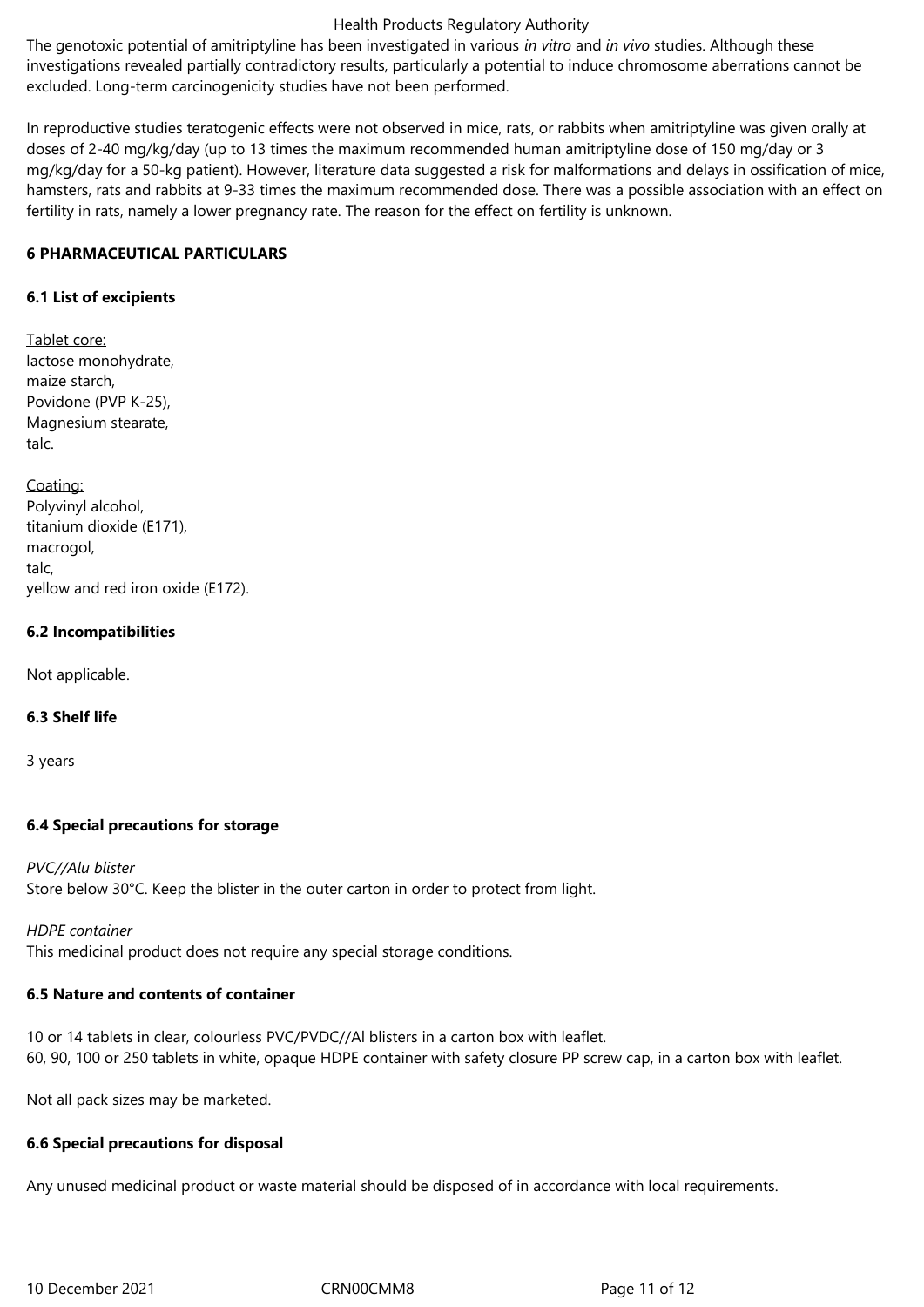The genotoxic potential of amitriptyline has been investigated in various *in vitro* and *in vivo* studies. Although these investigations revealed partially contradictory results, particularly a potential to induce chromosome aberrations cannot be excluded. Long-term carcinogenicity studies have not been performed.

In reproductive studies teratogenic effects were not observed in mice, rats, or rabbits when amitriptyline was given orally at doses of 2-40 mg/kg/day (up to 13 times the maximum recommended human amitriptyline dose of 150 mg/day or 3 mg/kg/day for a 50-kg patient). However, literature data suggested a risk for malformations and delays in ossification of mice, hamsters, rats and rabbits at 9-33 times the maximum recommended dose. There was a possible association with an effect on fertility in rats, namely a lower pregnancy rate. The reason for the effect on fertility is unknown.

## 6 PHARMACEUTICAL PARTICULARS

### 6.1 List of excipients

Tablet core:
lactose monohydrate,
maize starch,
Povidone (PVP K-25),
Magnesium stearate,
talc.

Coating:
Polyvinyl alcohol,
titanium dioxide (E171),
macrogol,
talc,
yellow and red iron oxide (E172).

### 6.2 Incompatibilities

Not applicable.

### 6.3 Shelf life

3 years

### 6.4 Special precautions for storage

*PVC//Alu blister*
Store below 30°C. Keep the blister in the outer carton in order to protect from light.

*HDPE container*
This medicinal product does not require any special storage conditions.

### 6.5 Nature and contents of container

10 or 14 tablets in clear, colourless PVC/PVDC//Al blisters in a carton box with leaflet.
60, 90, 100 or 250 tablets in white, opaque HDPE container with safety closure PP screw cap, in a carton box with leaflet.

Not all pack sizes may be marketed.

### 6.6 Special precautions for disposal

Any unused medicinal product or waste material should be disposed of in accordance with local requirements.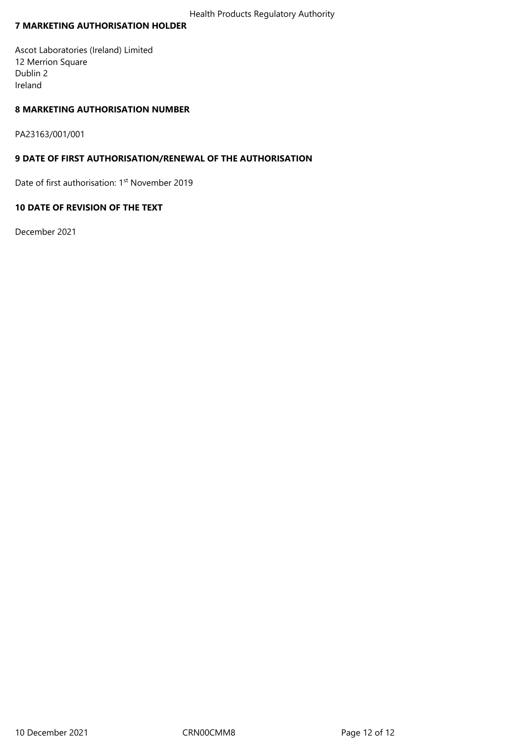## 7 MARKETING AUTHORISATION HOLDER

Ascot Laboratories (Ireland) Limited
12 Merrion Square
Dublin 2
Ireland

## 8 MARKETING AUTHORISATION NUMBER

PA23163/001/001

## 9 DATE OF FIRST AUTHORISATION/RENEWAL OF THE AUTHORISATION

Date of first authorisation: 1st November 2019

## 10 DATE OF REVISION OF THE TEXT

December 2021